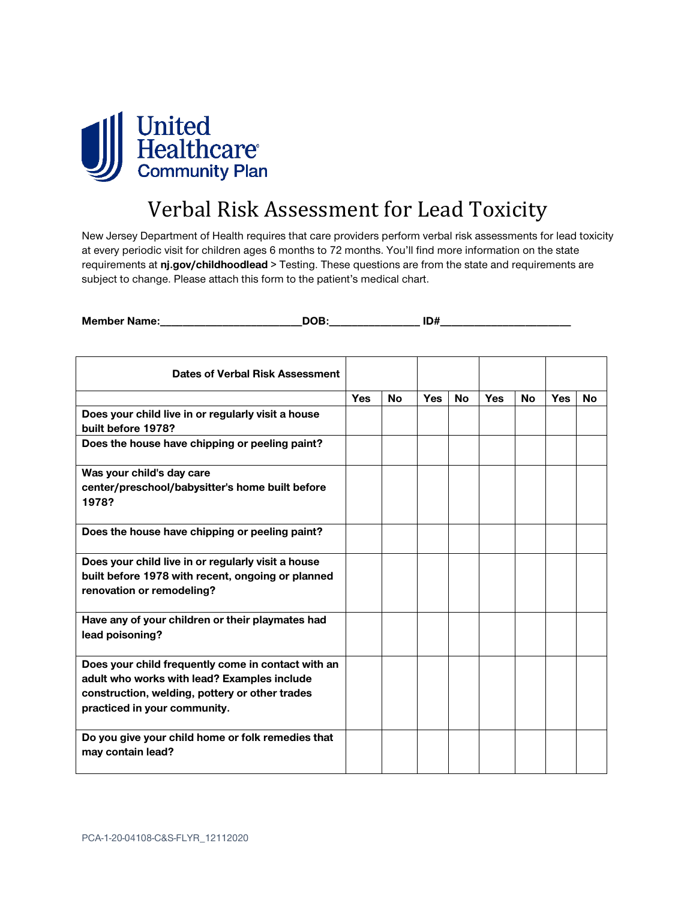United Healthcare Community Plan

# Verbal Risk Assessment for Lead Toxicity

New Jersey Department of Health requires that care providers perform verbal risk assessments for lead toxicity at every periodic visit for children ages 6 months to 72 months. You'll find more information on the state requirements at **nj.gov/childhoodlead** > Testing. These questions are from the state and requirements are subject to change. Please attach this form to the patient's medical chart.

**Member Name:**________________________**DOB:**_______________ **ID#**_____________________

| **Dates of Verbal Risk Assessment** | | | | | | | | |
|---|---|---|---|---|---|---|---|---|
| | **Yes** | **No** | **Yes** | **No** | **Yes** | **No** | **Yes** | **No** |
| **Does your child live in or regularly visit a house built before 1978?** | | | | | | | | |
| **Does the house have chipping or peeling paint?** | | | | | | | | |
| **Was your child's day care center/preschool/babysitter's home built before 1978?** | | | | | | | | |
| **Does the house have chipping or peeling paint?** | | | | | | | | |
| **Does your child live in or regularly visit a house built before 1978 with recent, ongoing or planned renovation or remodeling?** | | | | | | | | |
| **Have any of your children or their playmates had lead poisoning?** | | | | | | | | |
| **Does your child frequently come in contact with an adult who works with lead? Examples include construction, welding, pottery or other trades practiced in your community.** | | | | | | | | |
| **Do you give your child home or folk remedies that may contain lead?** | | | | | | | | |

PCA-1-20-04108-C&S-FLYR_12112020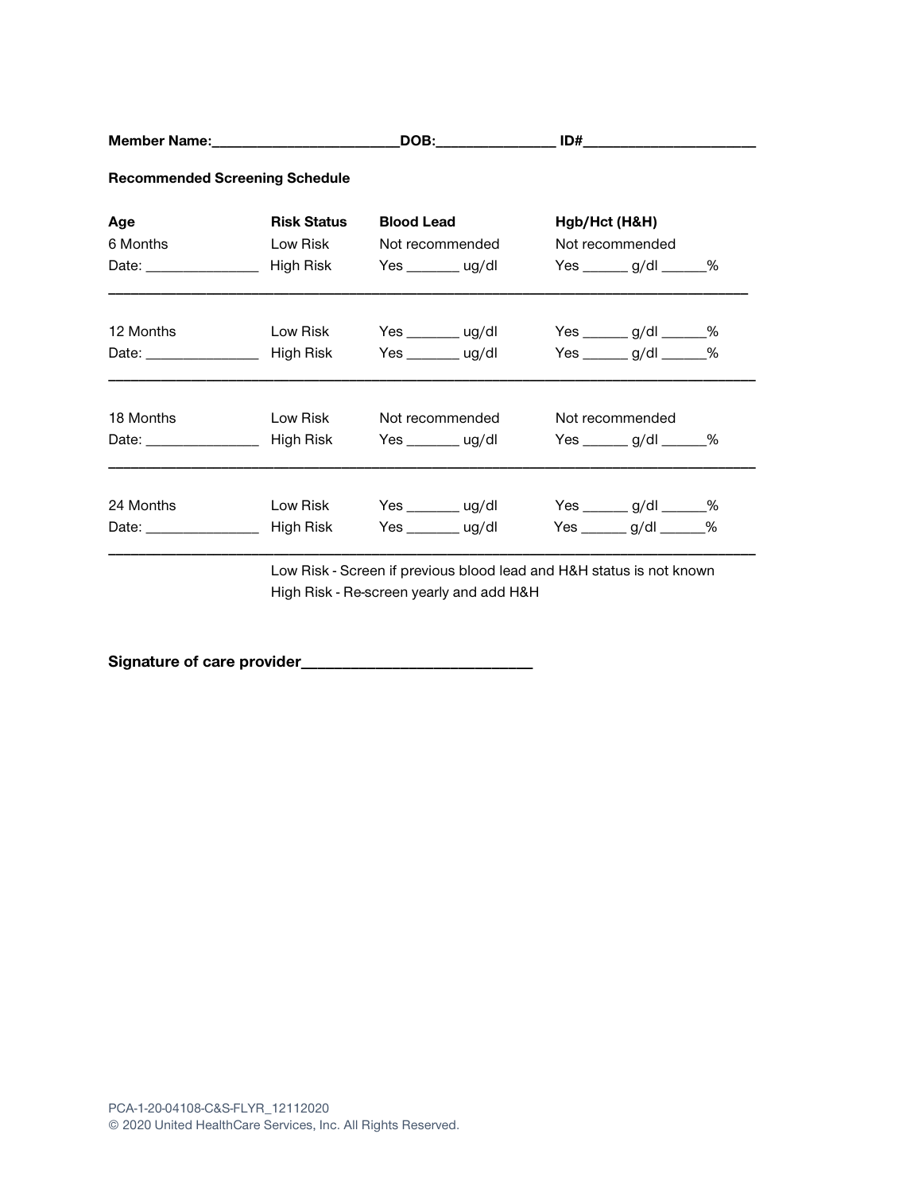**Member Name:________________________DOB:________________ ID#______________________**

**Recommended Screening Schedule**

| Age | Risk Status | Blood Lead | Hgb/Hct (H&H) |
|---|---|---|---|
| 6 Months | Low Risk | Not recommended | Not recommended |
| Date: _______________ | High Risk | Yes _______ ug/dl | Yes ______ g/dl ______% |
| 12 Months | Low Risk | Yes _______ ug/dl | Yes ______ g/dl ______% |
| Date: _______________ | High Risk | Yes _______ ug/dl | Yes ______ g/dl ______% |
| 18 Months | Low Risk | Not recommended | Not recommended |
| Date: _______________ | High Risk | Yes _______ ug/dl | Yes ______ g/dl ______% |
| 24 Months | Low Risk | Yes _______ ug/dl | Yes ______ g/dl ______% |
| Date: _______________ | High Risk | Yes _______ ug/dl | Yes ______ g/dl ______% |

Low Risk - Screen if previous blood lead and H&H status is not known
High Risk - Re-screen yearly and add H&H

**Signature of care provider____________________________**

PCA-1-20-04108-C&S-FLYR_12112020
© 2020 United HealthCare Services, Inc. All Rights Reserved.